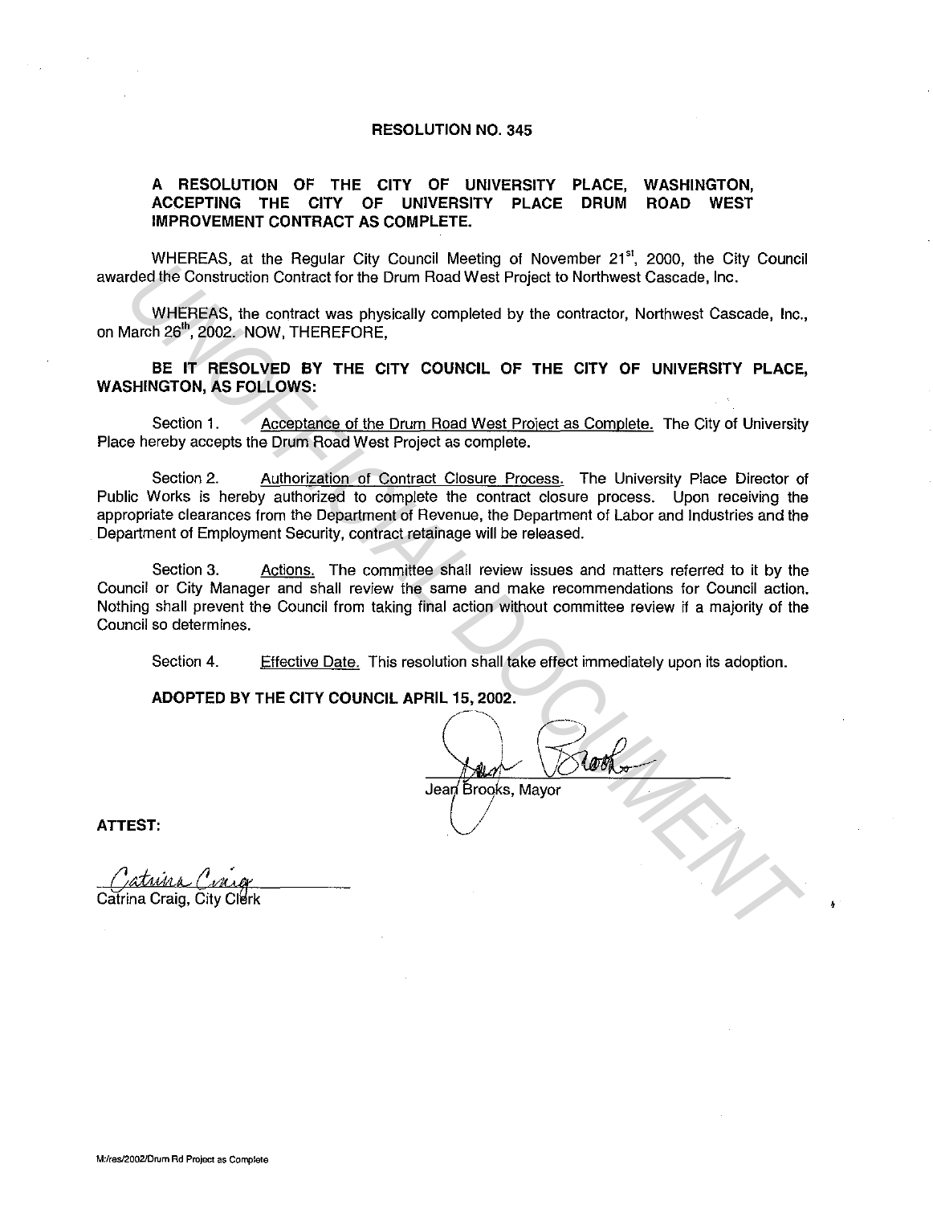# RESOLUTION NO. 345

**A RESOLUTION OF THE CITY OF UNIVERSITY PLACE, WASHINGTON, ACCEPTING THE CITY OF UNIVERSITY PLACE DRUM ROAD WEST IMPROVEMENT CONTRACT AS COMPLETE.**

WHEREAS, at the Regular City Council Meeting of November 21st, 2000, the City Council awarded the Construction Contract for the Drum Road West Project to Northwest Cascade, Inc.

WHEREAS, the contract was physically completed by the contractor, Northwest Cascade, Inc., on March 26th, 2002. NOW, THEREFORE,

**BE IT RESOLVED BY THE CITY COUNCIL OF THE CITY OF UNIVERSITY PLACE, WASHINGTON, AS FOLLOWS:**

Section 1. Acceptance of the Drum Road West Project as Complete. The City of University Place hereby accepts the Drum Road West Project as complete.

Section 2. Authorization of Contract Closure Process. The University Place Director of Public Works is hereby authorized to complete the contract closure process. Upon receiving the appropriate clearances from the Department of Revenue, the Department of Labor and Industries and the Department of Employment Security, contract retainage will be released.

Section 3. Actions. The committee shall review issues and matters referred to it by the Council or City Manager and shall review the same and make recommendations for Council action. Nothing shall prevent the Council from taking final action without committee review if a majority of the Council so determines.

Section 4. Effective Date. This resolution shall take effect immediately upon its adoption.

**ADOPTED BY THE CITY COUNCIL APRIL 15, 2002.**

Jean Brooks, Mayor

**ATTEST:**

Catrina Craig, City Clerk

M:/res/2002/Drum Rd Project as Complete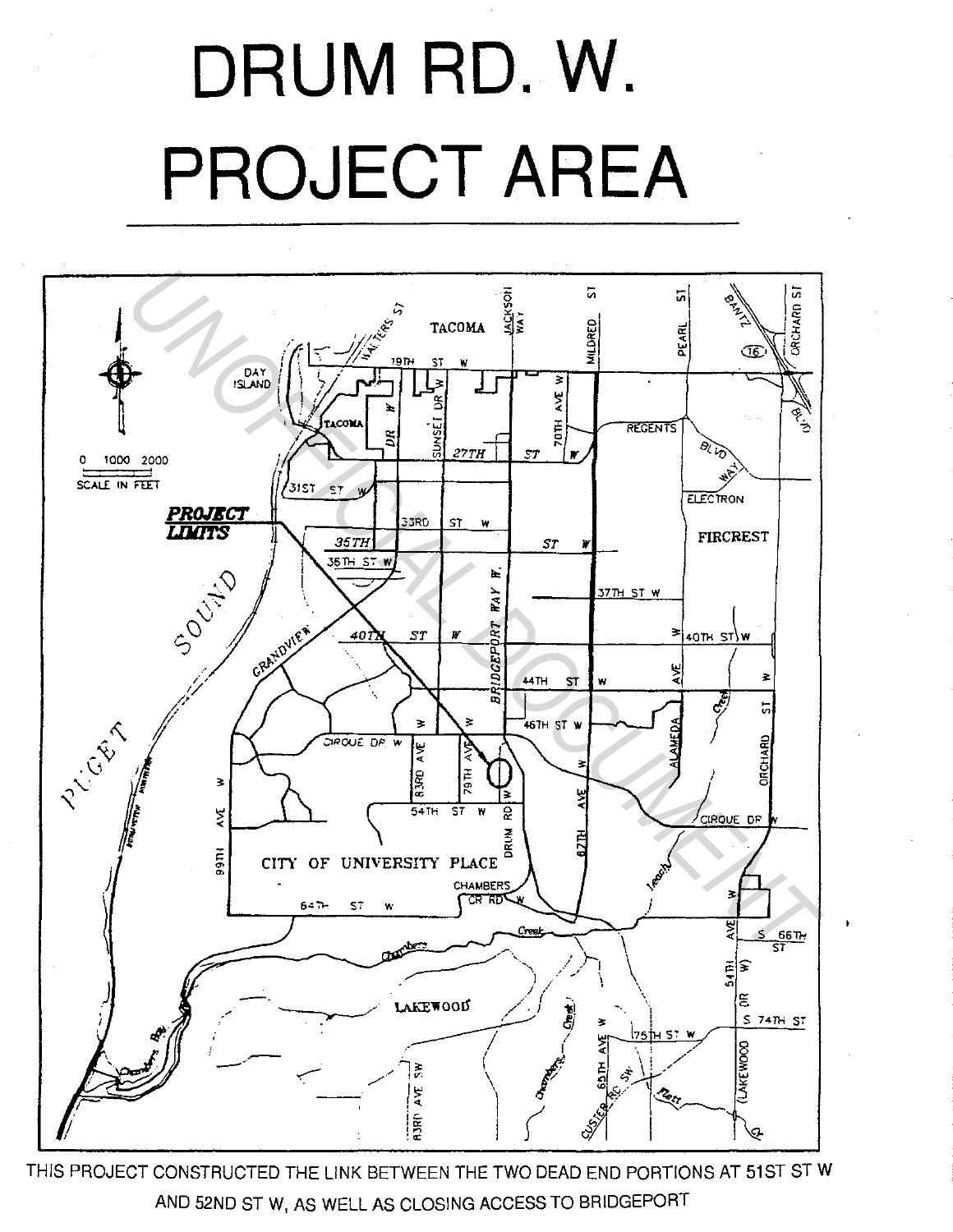# DRUM RD. W. PROJECT AREA

TACOMA

DAY ISLAND

0 1000 2000
SCALE IN FEET

PROJECT LIMITS

PUGET SOUND

FIRCREST

CITY OF UNIVERSITY PLACE

LAKEWOOD

19TH ST W

27TH ST W

31ST ST W

33RD ST W

35TH ST W

36TH ST W

37TH ST W

40TH ST W

44TH ST W

46TH ST W

54TH ST W

64TH ST W

S 66TH ST

S 74TH ST

75TH ST W

CIRQUE DR W

GRANDVIEW

DRUM RD W

BRIDGEPORT WAY W.

JACKSON WAY

MILDRED ST

PEARL ST

ORCHARD ST

BANTZ BLVD

REGENTS BLVD

ELECTRON WAY

ALAMEDA AVE

SUNSET DR W

70TH AVE W

67TH AVE W

79TH AVE W

83RD AVE W

99TH AVE W

83RD AVE SW

65TH AVE W

54TH AVE W

(LAKEWOOD DR W)

CHAMBERS CR RD W

CUSTER RD SW

WALTERS ST

Chambers Creek

Leach Creek

Flett Cr

Chambers Bay

16

THIS PROJECT CONSTRUCTED THE LINK BETWEEN THE TWO DEAD END PORTIONS AT 51ST ST W AND 52ND ST W, AS WELL AS CLOSING ACCESS TO BRIDGEPORT